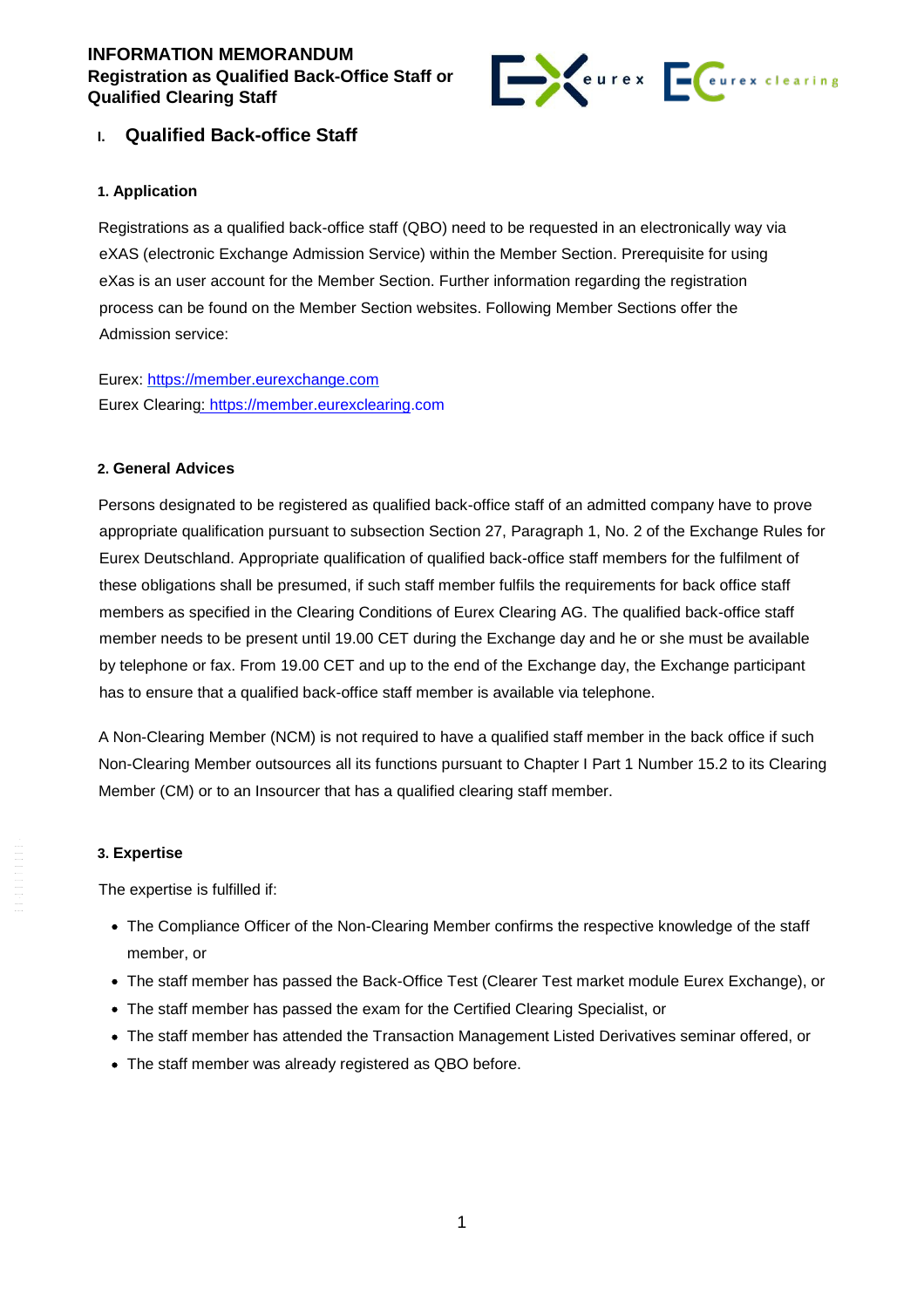**INFORMATION MEMORANDUM**
**Registration as Qualified Back-Office Staff or Qualified Clearing Staff**

# I. Qualified Back-office Staff

### 1. Application

Registrations as a qualified back-office staff (QBO) need to be requested in an electronically way via eXAS (electronic Exchange Admission Service) within the Member Section. Prerequisite for using eXas is an user account for the Member Section. Further information regarding the registration process can be found on the Member Section websites. Following Member Sections offer the Admission service:

Eurex: https://member.eurexchange.com
Eurex Clearing: https://member.eurexclearing.com

### 2. General Advices

Persons designated to be registered as qualified back-office staff of an admitted company have to prove appropriate qualification pursuant to subsection Section 27, Paragraph 1, No. 2 of the Exchange Rules for Eurex Deutschland. Appropriate qualification of qualified back-office staff members for the fulfilment of these obligations shall be presumed, if such staff member fulfils the requirements for back office staff members as specified in the Clearing Conditions of Eurex Clearing AG. The qualified back-office staff member needs to be present until 19.00 CET during the Exchange day and he or she must be available by telephone or fax. From 19.00 CET and up to the end of the Exchange day, the Exchange participant has to ensure that a qualified back-office staff member is available via telephone.

A Non-Clearing Member (NCM) is not required to have a qualified staff member in the back office if such Non-Clearing Member outsources all its functions pursuant to Chapter I Part 1 Number 15.2 to its Clearing Member (CM) or to an Insourcer that has a qualified clearing staff member.

### 3. Expertise

The expertise is fulfilled if:

- The Compliance Officer of the Non-Clearing Member confirms the respective knowledge of the staff member, or
- The staff member has passed the Back-Office Test (Clearer Test market module Eurex Exchange), or
- The staff member has passed the exam for the Certified Clearing Specialist, or
- The staff member has attended the Transaction Management Listed Derivatives seminar offered, or
- The staff member was already registered as QBO before.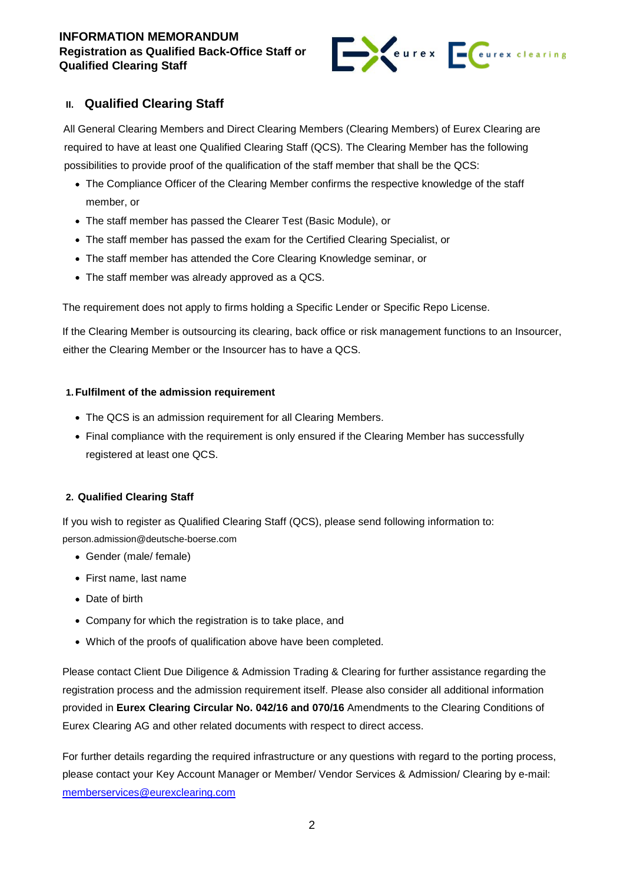## II. Qualified Clearing Staff

All General Clearing Members and Direct Clearing Members (Clearing Members) of Eurex Clearing are required to have at least one Qualified Clearing Staff (QCS). The Clearing Member has the following possibilities to provide proof of the qualification of the staff member that shall be the QCS:

- The Compliance Officer of the Clearing Member confirms the respective knowledge of the staff member, or
- The staff member has passed the Clearer Test (Basic Module), or
- The staff member has passed the exam for the Certified Clearing Specialist, or
- The staff member has attended the Core Clearing Knowledge seminar, or
- The staff member was already approved as a QCS.

The requirement does not apply to firms holding a Specific Lender or Specific Repo License.

If the Clearing Member is outsourcing its clearing, back office or risk management functions to an Insourcer, either the Clearing Member or the Insourcer has to have a QCS.

### 1. Fulfilment of the admission requirement

- The QCS is an admission requirement for all Clearing Members.
- Final compliance with the requirement is only ensured if the Clearing Member has successfully registered at least one QCS.

### 2. Qualified Clearing Staff

If you wish to register as Qualified Clearing Staff (QCS), please send following information to: person.admission@deutsche-boerse.com

- Gender (male/ female)
- First name, last name
- Date of birth
- Company for which the registration is to take place, and
- Which of the proofs of qualification above have been completed.

Please contact Client Due Diligence & Admission Trading & Clearing for further assistance regarding the registration process and the admission requirement itself. Please also consider all additional information provided in **Eurex Clearing Circular No. 042/16 and 070/16** Amendments to the Clearing Conditions of Eurex Clearing AG and other related documents with respect to direct access.

For further details regarding the required infrastructure or any questions with regard to the porting process, please contact your Key Account Manager or Member/ Vendor Services & Admission/ Clearing by e-mail: memberservices@eurexclearing.com